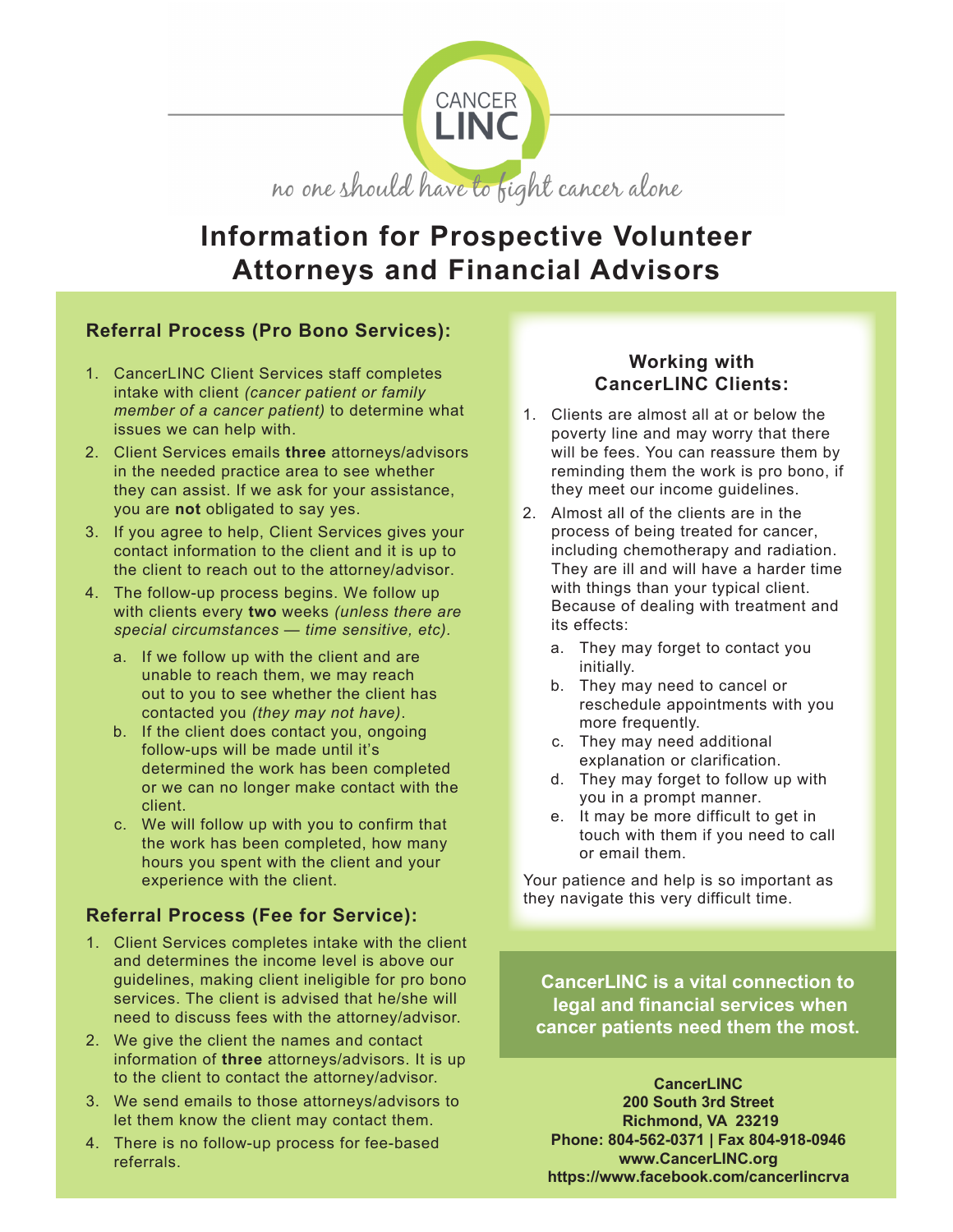CANCER LINC

*no one should have to fight cancer alone*

# Information for Prospective Volunteer Attorneys and Financial Advisors

## Referral Process (Pro Bono Services):

1. CancerLINC Client Services staff completes intake with client *(cancer patient or family member of a cancer patient)* to determine what issues we can help with.
2. Client Services emails **three** attorneys/advisors in the needed practice area to see whether they can assist. If we ask for your assistance, you are **not** obligated to say yes.
3. If you agree to help, Client Services gives your contact information to the client and it is up to the client to reach out to the attorney/advisor.
4. The follow-up process begins. We follow up with clients every **two** weeks *(unless there are special circumstances — time sensitive, etc).*
   a. If we follow up with the client and are unable to reach them, we may reach out to you to see whether the client has contacted you *(they may not have).*
   b. If the client does contact you, ongoing follow-ups will be made until it's determined the work has been completed or we can no longer make contact with the client.
   c. We will follow up with you to confirm that the work has been completed, how many hours you spent with the client and your experience with the client.

## Referral Process (Fee for Service):

1. Client Services completes intake with the client and determines the income level is above our guidelines, making client ineligible for pro bono services. The client is advised that he/she will need to discuss fees with the attorney/advisor.
2. We give the client the names and contact information of **three** attorneys/advisors. It is up to the client to contact the attorney/advisor.
3. We send emails to those attorneys/advisors to let them know the client may contact them.
4. There is no follow-up process for fee-based referrals.

## Working with CancerLINC Clients:

1. Clients are almost all at or below the poverty line and may worry that there will be fees. You can reassure them by reminding them the work is pro bono, if they meet our income guidelines.
2. Almost all of the clients are in the process of being treated for cancer, including chemotherapy and radiation. They are ill and will have a harder time with things than your typical client. Because of dealing with treatment and its effects:
   a. They may forget to contact you initially.
   b. They may need to cancel or reschedule appointments with you more frequently.
   c. They may need additional explanation or clarification.
   d. They may forget to follow up with you in a prompt manner.
   e. It may be more difficult to get in touch with them if you need to call or email them.

Your patience and help is so important as they navigate this very difficult time.

**CancerLINC is a vital connection to legal and financial services when cancer patients need them the most.**

**CancerLINC**
**200 South 3rd Street**
**Richmond, VA 23219**
**Phone: 804-562-0371 | Fax 804-918-0946**
**www.CancerLINC.org**
**https://www.facebook.com/cancerlincrva**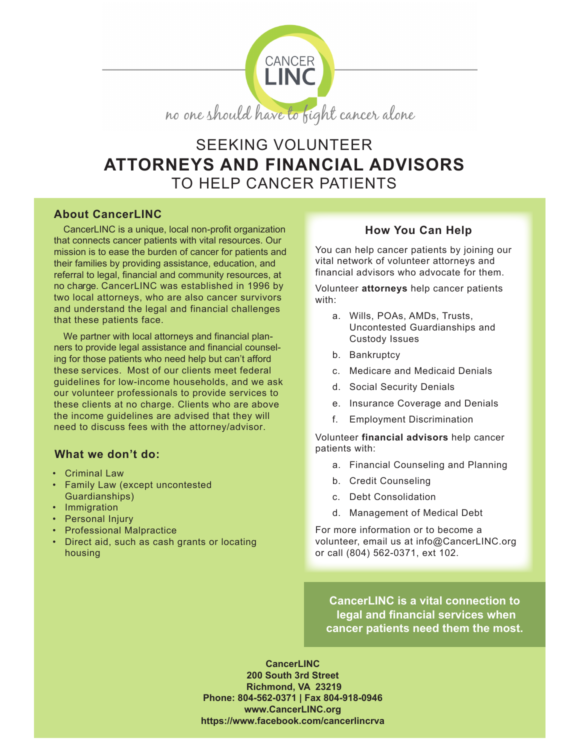CANCER LINC

*no one should have to fight cancer alone*

# SEEKING VOLUNTEER **ATTORNEYS AND FINANCIAL ADVISORS** TO HELP CANCER PATIENTS

## About CancerLINC

CancerLINC is a unique, local non-profit organization that connects cancer patients with vital resources. Our mission is to ease the burden of cancer for patients and their families by providing assistance, education, and referral to legal, financial and community resources, at no charge. CancerLINC was established in 1996 by two local attorneys, who are also cancer survivors and understand the legal and financial challenges that these patients face.

We partner with local attorneys and financial planners to provide legal assistance and financial counseling for those patients who need help but can't afford these services. Most of our clients meet federal guidelines for low-income households, and we ask our volunteer professionals to provide services to these clients at no charge. Clients who are above the income guidelines are advised that they will need to discuss fees with the attorney/advisor.

## What we don't do:

- Criminal Law
- Family Law (except uncontested Guardianships)
- Immigration
- Personal Injury
- Professional Malpractice
- Direct aid, such as cash grants or locating housing

## How You Can Help

You can help cancer patients by joining our vital network of volunteer attorneys and financial advisors who advocate for them.

Volunteer **attorneys** help cancer patients with:

a. Wills, POAs, AMDs, Trusts, Uncontested Guardianships and Custody Issues
b. Bankruptcy
c. Medicare and Medicaid Denials
d. Social Security Denials
e. Insurance Coverage and Denials
f. Employment Discrimination

Volunteer **financial advisors** help cancer patients with:

a. Financial Counseling and Planning
b. Credit Counseling
c. Debt Consolidation
d. Management of Medical Debt

For more information or to become a volunteer, email us at info@CancerLINC.org or call (804) 562-0371, ext 102.

**CancerLINC is a vital connection to legal and financial services when cancer patients need them the most.**

**CancerLINC**
**200 South 3rd Street**
**Richmond, VA 23219**
**Phone: 804-562-0371 | Fax 804-918-0946**
**www.CancerLINC.org**
**https://www.facebook.com/cancerlincrva**